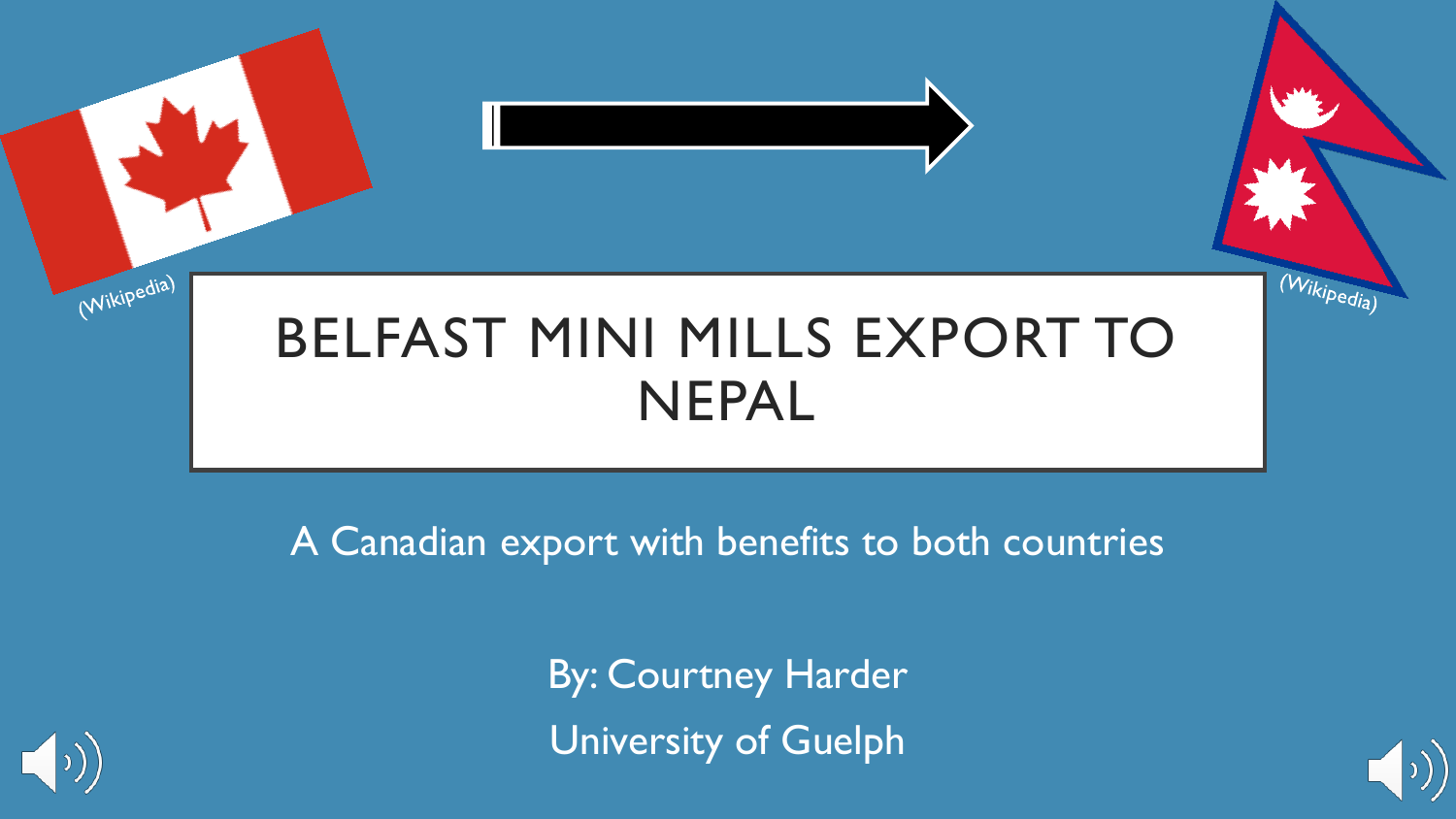(Wikipedia)

(Wikipedia)

# BELFAST MINI MILLS EXPORT TO NEPAL

A Canadian export with benefits to both countries

By: Courtney Harder

University of Guelph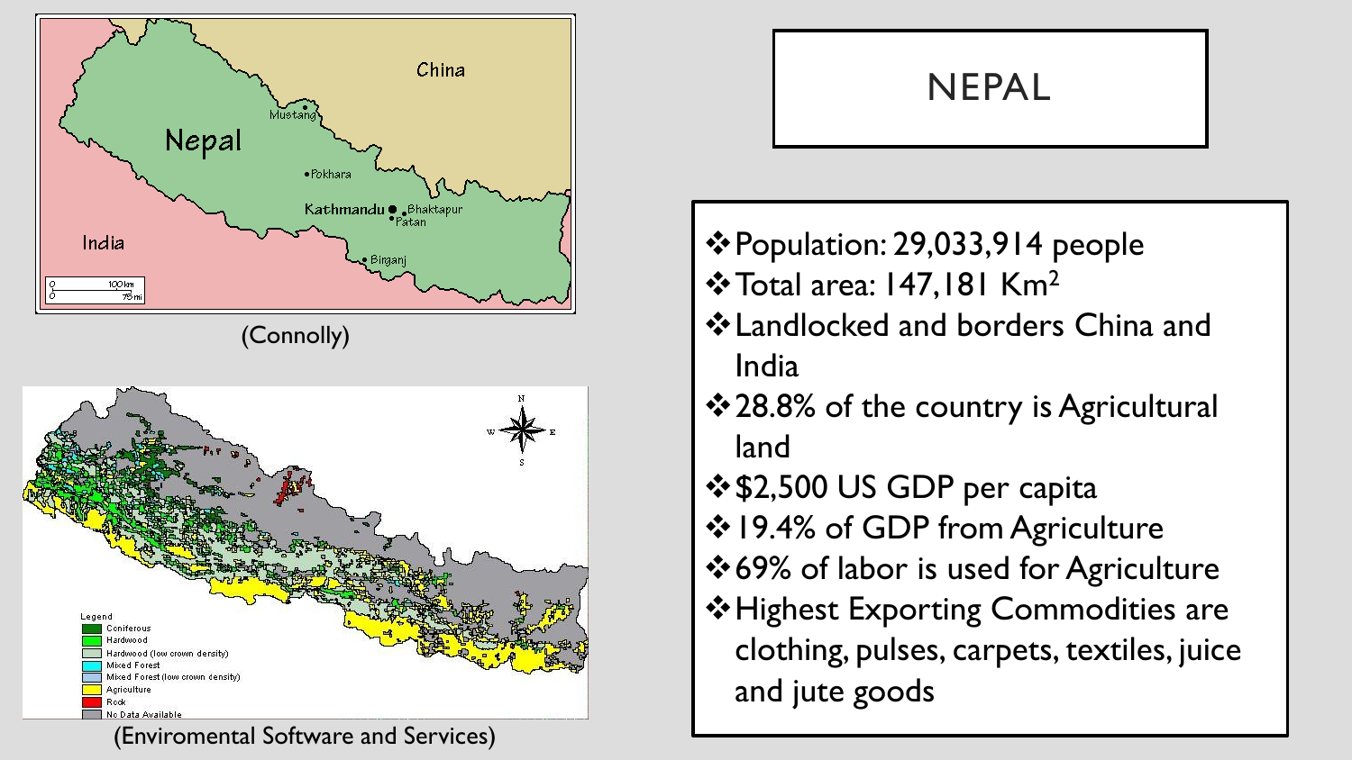(Connolly)

(Enviromental Software and Services)

# NEPAL

- Population: 29,033,914 people
- Total area: 147,181 $Km^2$
- Landlocked and borders China and India
- 28.8% of the country is Agricultural land
- $2,500 US GDP per capita
- 19.4% of GDP from Agriculture
- 69% of labor is used for Agriculture
- Highest Exporting Commodities are clothing, pulses, carpets, textiles, juice and jute goods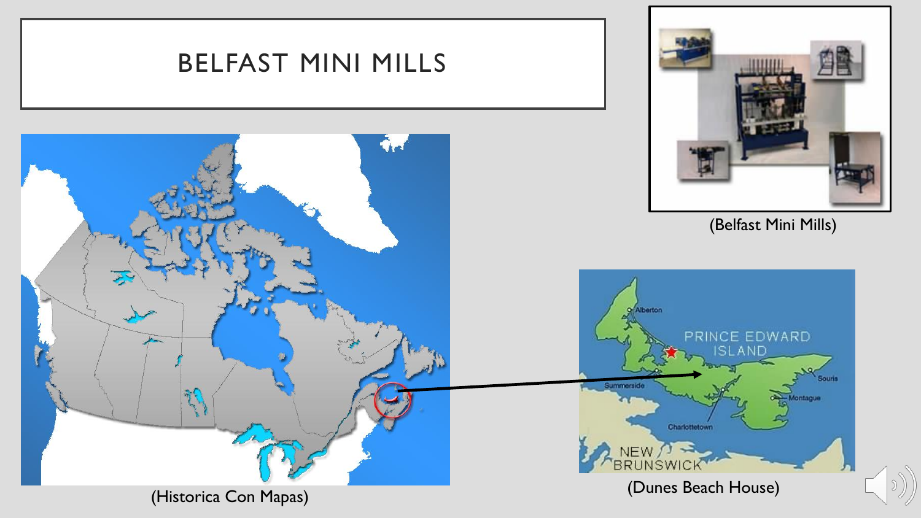# BELFAST MINI MILLS

(Belfast Mini Mills)

(Historica Con Mapas)

(Dunes Beach House)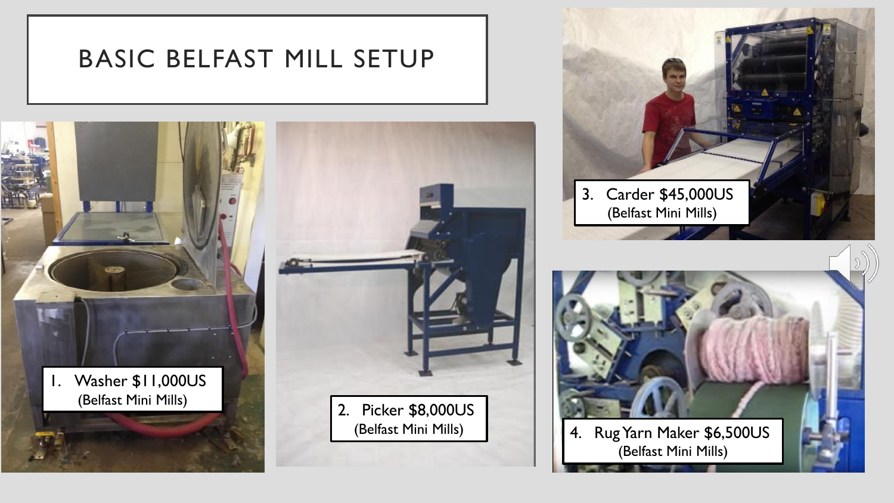# BASIC BELFAST MILL SETUP

1. Washer $11,000US (Belfast Mini Mills)

2. Picker $8,000US (Belfast Mini Mills)

3. Carder $45,000US (Belfast Mini Mills)

4. Rug Yarn Maker $6,500US (Belfast Mini Mills)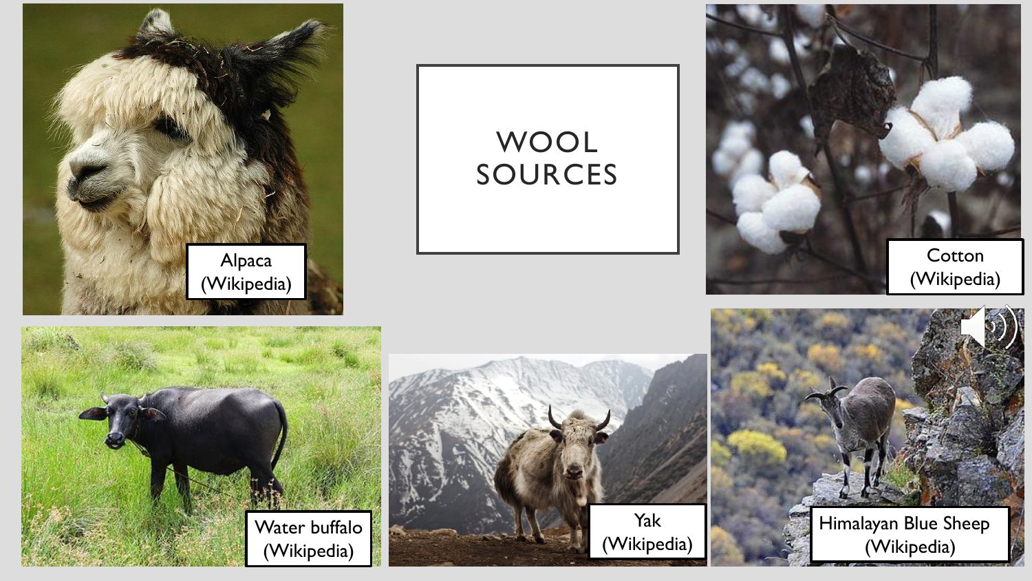# WOOL SOURCES

Alpaca (Wikipedia)

Cotton (Wikipedia)

Water buffalo (Wikipedia)

Yak (Wikipedia)

Himalayan Blue Sheep (Wikipedia)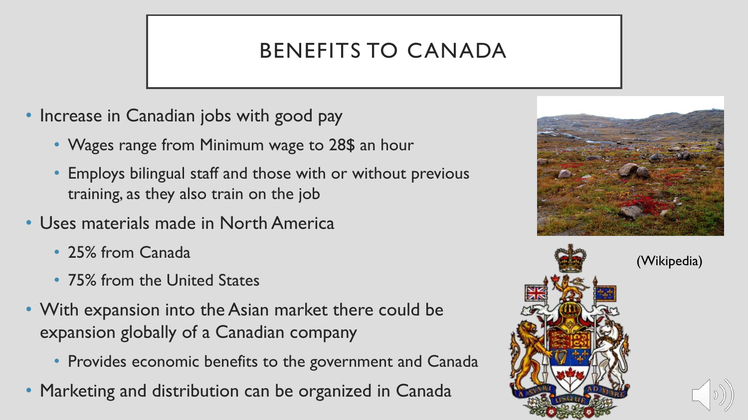# BENEFITS TO CANADA

- Increase in Canadian jobs with good pay
  - Wages range from Minimum wage to 28$ an hour
  - Employs bilingual staff and those with or without previous training, as they also train on the job
- Uses materials made in North America
  - 25% from Canada
  - 75% from the United States
- With expansion into the Asian market there could be expansion globally of a Canadian company
  - Provides economic benefits to the government and Canada
- Marketing and distribution can be organized in Canada

(Wikipedia)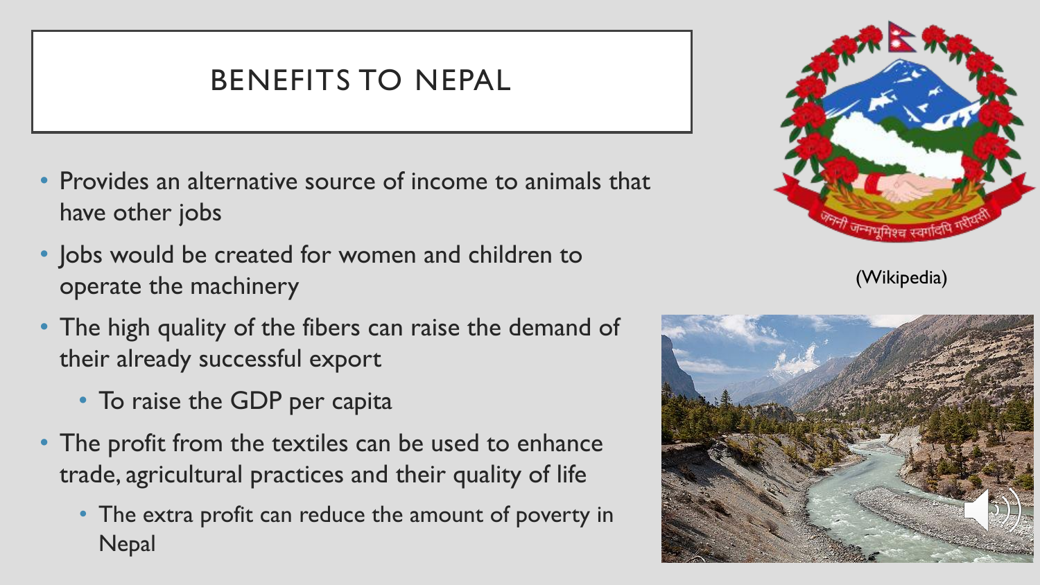# BENEFITS TO NEPAL

- Provides an alternative source of income to animals that have other jobs
- Jobs would be created for women and children to operate the machinery
- The high quality of the fibers can raise the demand of their already successful export
  - To raise the GDP per capita
- The profit from the textiles can be used to enhance trade, agricultural practices and their quality of life
  - The extra profit can reduce the amount of poverty in Nepal

(Wikipedia)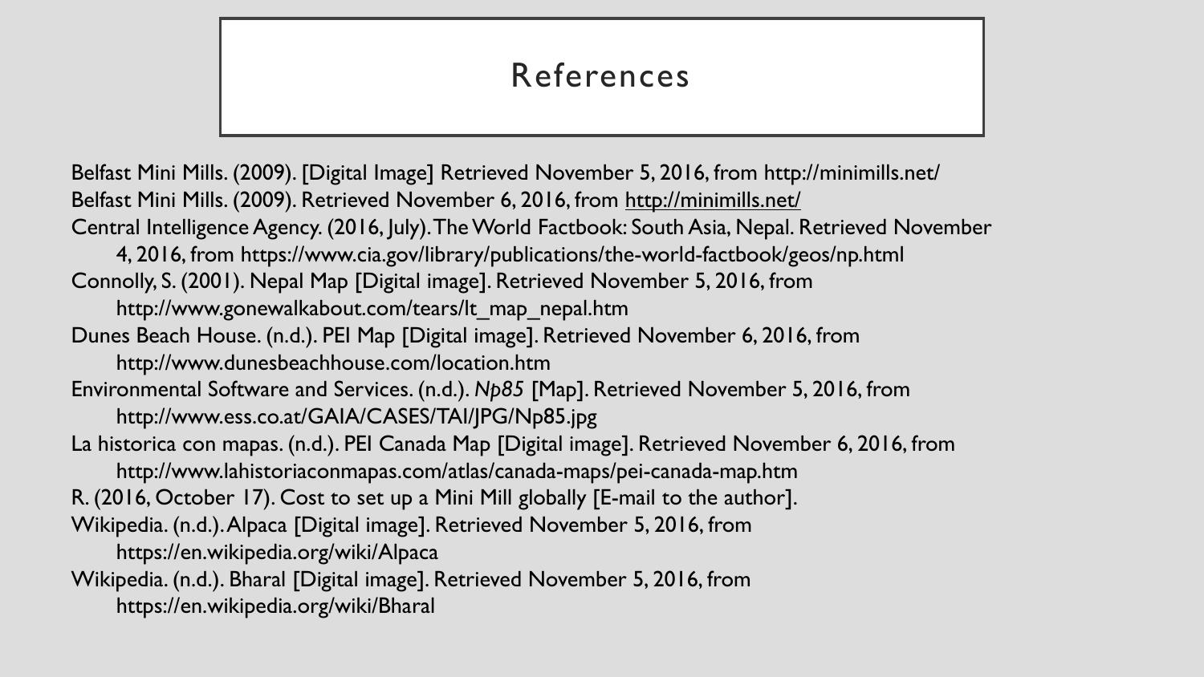# References

Belfast Mini Mills. (2009). [Digital Image] Retrieved November 5, 2016, from http://minimills.net/

Belfast Mini Mills. (2009). Retrieved November 6, 2016, from http://minimills.net/

Central Intelligence Agency. (2016, July). The World Factbook: South Asia, Nepal. Retrieved November 4, 2016, from https://www.cia.gov/library/publications/the-world-factbook/geos/np.html

Connolly, S. (2001). Nepal Map [Digital image]. Retrieved November 5, 2016, from http://www.gonewalkabout.com/tears/lt_map_nepal.htm

Dunes Beach House. (n.d.). PEI Map [Digital image]. Retrieved November 6, 2016, from http://www.dunesbeachhouse.com/location.htm

Environmental Software and Services. (n.d.). *Np85* [Map]. Retrieved November 5, 2016, from http://www.ess.co.at/GAIA/CASES/TAI/JPG/Np85.jpg

La historica con mapas. (n.d.). PEI Canada Map [Digital image]. Retrieved November 6, 2016, from http://www.lahistoriaconmapas.com/atlas/canada-maps/pei-canada-map.htm

R. (2016, October 17). Cost to set up a Mini Mill globally [E-mail to the author].

Wikipedia. (n.d.). Alpaca [Digital image]. Retrieved November 5, 2016, from https://en.wikipedia.org/wiki/Alpaca

Wikipedia. (n.d.). Bharal [Digital image]. Retrieved November 5, 2016, from https://en.wikipedia.org/wiki/Bharal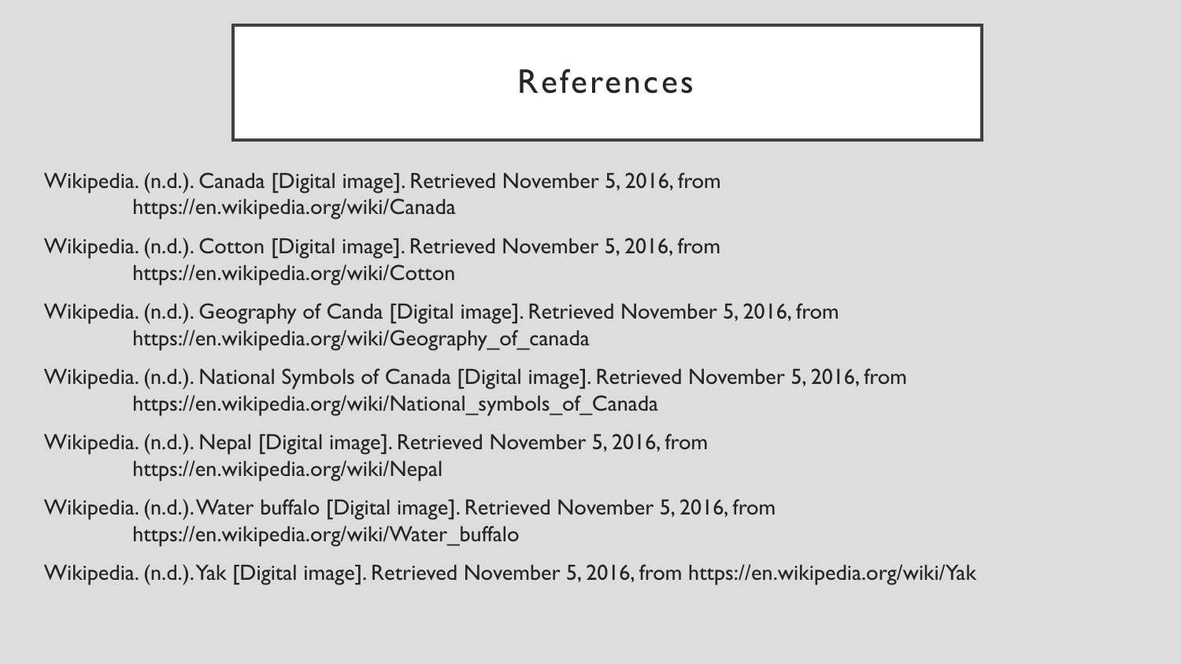# References

Wikipedia. (n.d.). Canada [Digital image]. Retrieved November 5, 2016, from https://en.wikipedia.org/wiki/Canada

Wikipedia. (n.d.). Cotton [Digital image]. Retrieved November 5, 2016, from https://en.wikipedia.org/wiki/Cotton

Wikipedia. (n.d.). Geography of Canda [Digital image]. Retrieved November 5, 2016, from https://en.wikipedia.org/wiki/Geography_of_canada

Wikipedia. (n.d.). National Symbols of Canada [Digital image]. Retrieved November 5, 2016, from https://en.wikipedia.org/wiki/National_symbols_of_Canada

Wikipedia. (n.d.). Nepal [Digital image]. Retrieved November 5, 2016, from https://en.wikipedia.org/wiki/Nepal

Wikipedia. (n.d.). Water buffalo [Digital image]. Retrieved November 5, 2016, from https://en.wikipedia.org/wiki/Water_buffalo

Wikipedia. (n.d.). Yak [Digital image]. Retrieved November 5, 2016, from https://en.wikipedia.org/wiki/Yak